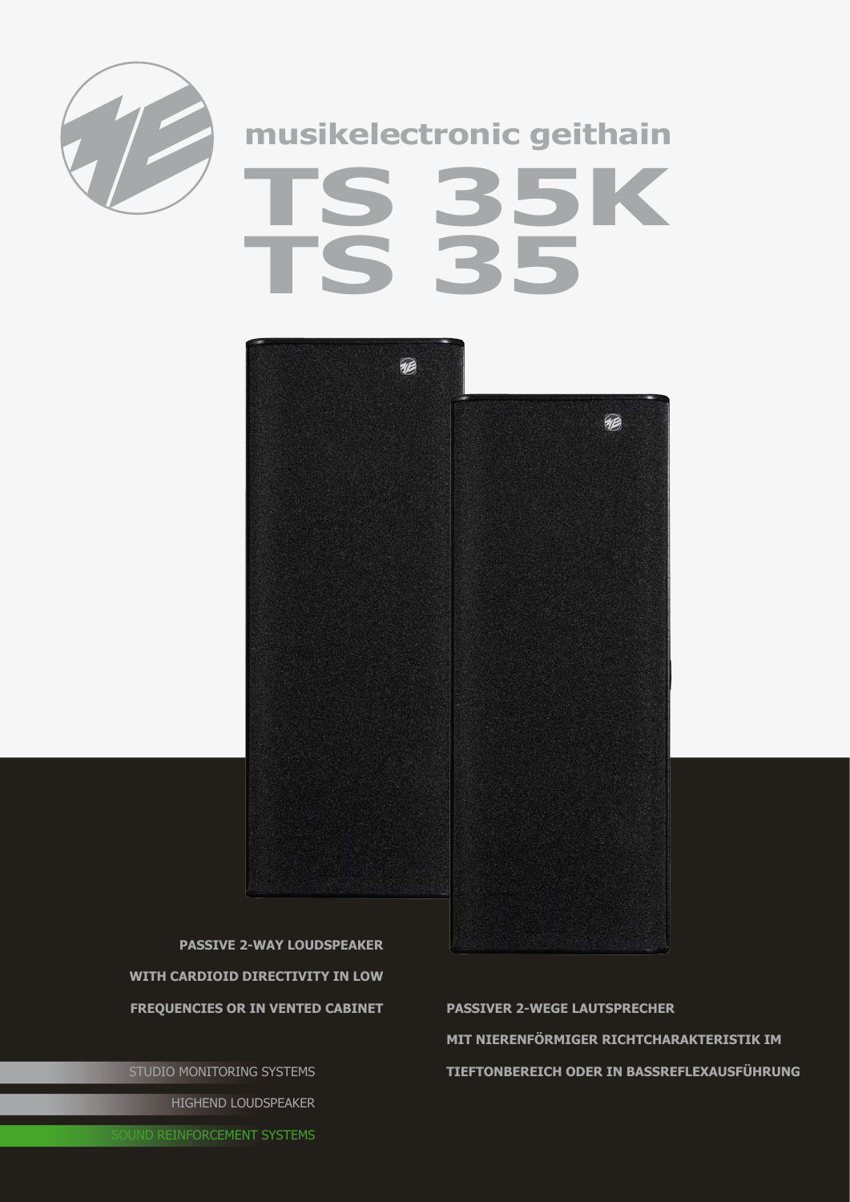musikelectronic geithain

# TS 35K
# TS 35

**PASSIVE 2-WAY LOUDSPEAKER WITH CARDIOID DIRECTIVITY IN LOW FREQUENCIES OR IN VENTED CABINET**

**PASSIVER 2-WEGE LAUTSPRECHER MIT NIERENFÖRMIGER RICHTCHARAKTERISTIK IM TIEFTONBEREICH ODER IN BASSREFLEXAUSFÜHRUNG**

STUDIO MONITORING SYSTEMS

HIGHEND LOUDSPEAKER

SOUND REINFORCEMENT SYSTEMS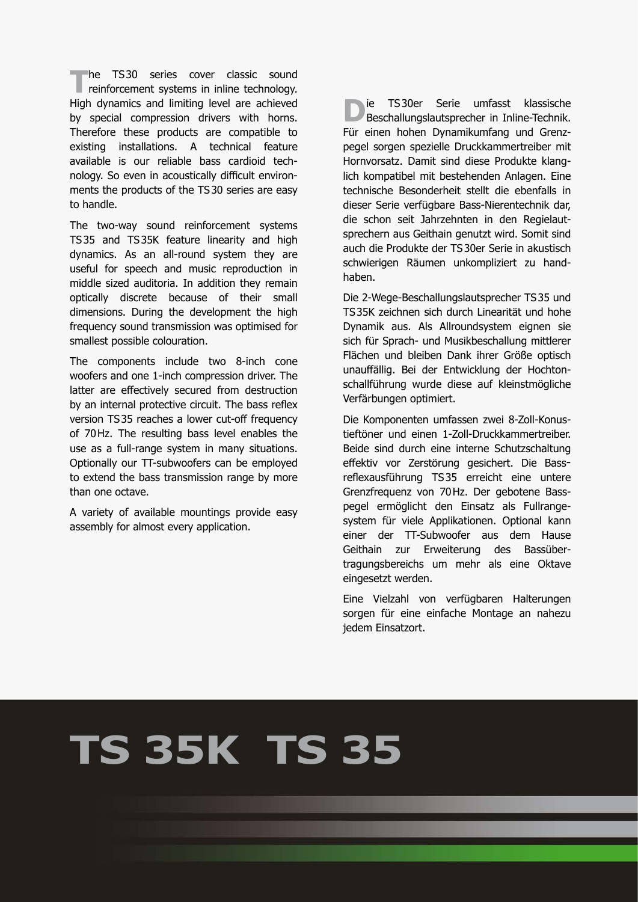The TS30 series cover classic sound reinforcement systems in inline technology. High dynamics and limiting level are achieved by special compression drivers with horns. Therefore these products are compatible to existing installations. A technical feature available is our reliable bass cardioid technology. So even in acoustically difficult environments the products of the TS30 series are easy to handle.

The two-way sound reinforcement systems TS35 and TS35K feature linearity and high dynamics. As an all-round system they are useful for speech and music reproduction in middle sized auditoria. In addition they remain optically discrete because of their small dimensions. During the development the high frequency sound transmission was optimised for smallest possible colouration.

The components include two 8-inch cone woofers and one 1-inch compression driver. The latter are effectively secured from destruction by an internal protective circuit. The bass reflex version TS35 reaches a lower cut-off frequency of 70 Hz. The resulting bass level enables the use as a full-range system in many situations. Optionally our TT-subwoofers can be employed to extend the bass transmission range by more than one octave.

A variety of available mountings provide easy assembly for almost every application.

Die TS30er Serie umfasst klassische Beschallungslautsprecher in Inline-Technik. Für einen hohen Dynamikumfang und Grenzpegel sorgen spezielle Druckkammertreiber mit Hornvorsatz. Damit sind diese Produkte klanglich kompatibel mit bestehenden Anlagen. Eine technische Besonderheit stellt die ebenfalls in dieser Serie verfügbare Bass-Nierentechnik dar, die schon seit Jahrzehnten in den Regielautsprechern aus Geithain genutzt wird. Somit sind auch die Produkte der TS30er Serie in akustisch schwierigen Räumen unkompliziert zu handhaben.

Die 2-Wege-Beschallungslautsprecher TS35 und TS35K zeichnen sich durch Linearität und hohe Dynamik aus. Als Allroundsystem eignen sie sich für Sprach- und Musikbeschallung mittlerer Flächen und bleiben Dank ihrer Größe optisch unauffällig. Bei der Entwicklung der Hochtonschallführung wurde diese auf kleinstmögliche Verfärbungen optimiert.

Die Komponenten umfassen zwei 8-Zoll-Konustieftöner und einen 1-Zoll-Druckkammertreiber. Beide sind durch eine interne Schutzschaltung effektiv vor Zerstörung gesichert. Die Bassreflexausführung TS35 erreicht eine untere Grenzfrequenz von 70 Hz. Der gebotene Basspegel ermöglicht den Einsatz als Fullrangesystem für viele Applikationen. Optional kann einer der TT-Subwoofer aus dem Hause Geithain zur Erweiterung des Bassübertragungsbereichs um mehr als eine Oktave eingesetzt werden.

Eine Vielzahl von verfügbaren Halterungen sorgen für eine einfache Montage an nahezu jedem Einsatzort.

# TS 35K TS 35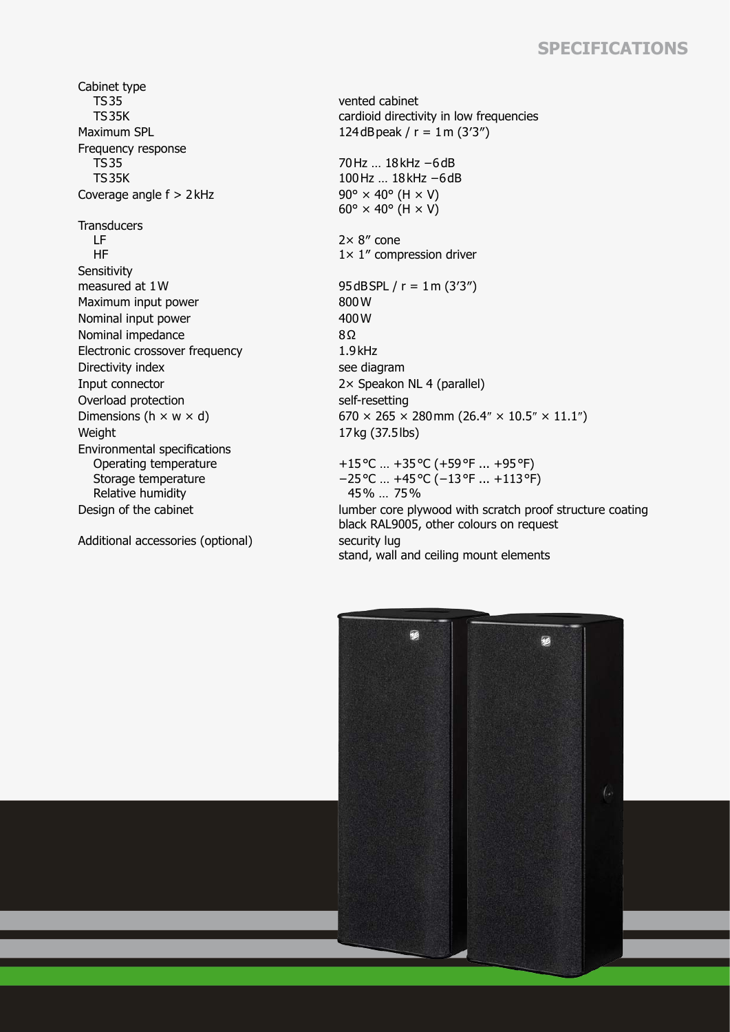## SPECIFICATIONS

| | |
|---|---|
| Cabinet type | |
| TS 35 | vented cabinet |
| TS 35K | cardioid directivity in low frequencies |
| Maximum SPL | 124 dB peak / r = 1 m (3′3″) |
| Frequency response | |
| TS 35 | 70 Hz … 18 kHz −6 dB |
| TS 35K | 100 Hz … 18 kHz −6 dB |
| Coverage angle f > 2 kHz | 90° × 40° (H × V) |
| | 60° × 40° (H × V) |
| Transducers | |
| LF | 2× 8″ cone |
| HF | 1× 1″ compression driver |
| Sensitivity measured at 1 W | 95 dB SPL / r = 1 m (3′3″) |
| Maximum input power | 800 W |
| Nominal input power | 400 W |
| Nominal impedance | 8 Ω |
| Electronic crossover frequency | 1.9 kHz |
| Directivity index | see diagram |
| Input connector | 2× Speakon NL 4 (parallel) |
| Overload protection | self-resetting |
| Dimensions (h × w × d) | 670 × 265 × 280 mm (26.4″ × 10.5″ × 11.1″) |
| Weight | 17 kg (37.5 lbs) |
| Environmental specifications | |
| Operating temperature | +15 °C … +35 °C (+59 °F ... +95 °F) |
| Storage temperature | −25 °C … +45 °C (−13 °F ... +113 °F) |
| Relative humidity | 45 % … 75 % |
| Design of the cabinet | lumber core plywood with scratch proof structure coating black RAL9005, other colours on request |
| Additional accessories (optional) | security lug |
| | stand, wall and ceiling mount elements |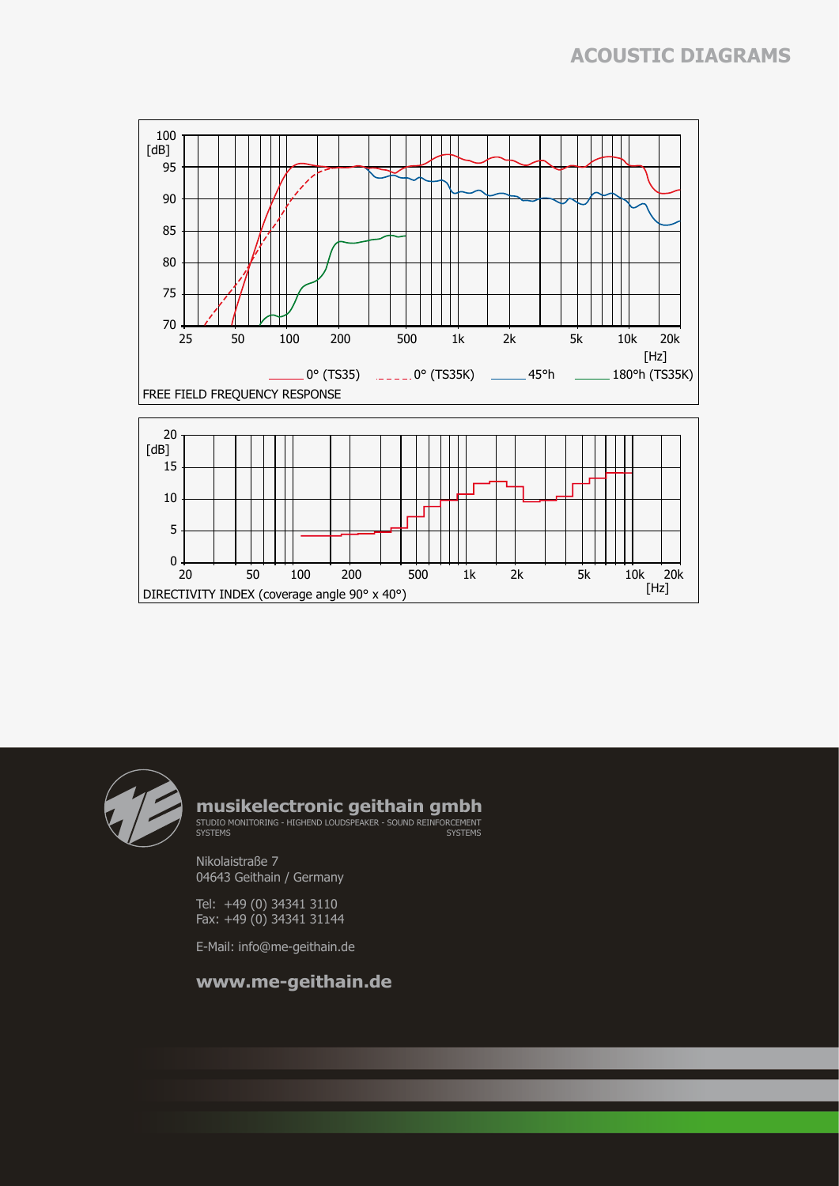# ACOUSTIC DIAGRAMS

100
[dB]
95
90
85
80
75
70
25 50 100 200 500 1k 2k 5k 10k 20k
[Hz]

0° (TS35) 0° (TS35K) 45°h 180°h (TS35K)

FREE FIELD FREQUENCY RESPONSE

20
[dB]
15
10
5
0
20 50 100 200 500 1k 2k 5k 10k 20k
[Hz]

DIRECTIVITY INDEX (coverage angle 90° x 40°)

**musikelectronic geithain gmbh**
STUDIO MONITORING - HIGHEND LOUDSPEAKER - SOUND REINFORCEMENT SYSTEMS

Nikolaistraße 7
04643 Geithain / Germany

Tel: +49 (0) 34341 3110
Fax: +49 (0) 34341 31144

E-Mail: info@me-geithain.de

**www.me-geithain.de**